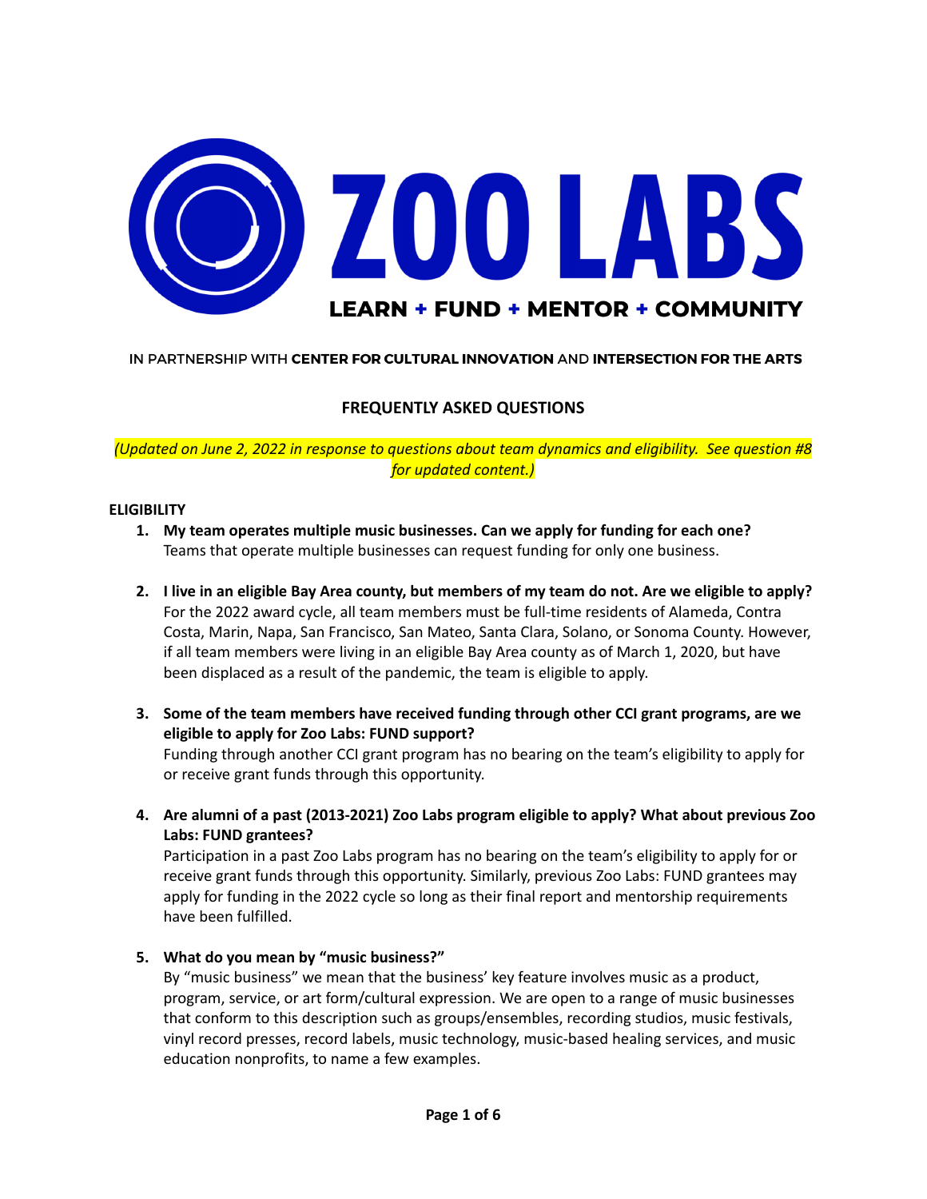# ZOO LABS

**LEARN + FUND + MENTOR + COMMUNITY**

IN PARTNERSHIP WITH **CENTER FOR CULTURAL INNOVATION** AND **INTERSECTION FOR THE ARTS**

## FREQUENTLY ASKED QUESTIONS

*(Updated on June 2, 2022 in response to questions about team dynamics and eligibility. See question #8 for updated content.)*

### ELIGIBILITY

1. **My team operates multiple music businesses. Can we apply for funding for each one?**
   Teams that operate multiple businesses can request funding for only one business.

2. **I live in an eligible Bay Area county, but members of my team do not. Are we eligible to apply?**
   For the 2022 award cycle, all team members must be full-time residents of Alameda, Contra Costa, Marin, Napa, San Francisco, San Mateo, Santa Clara, Solano, or Sonoma County. However, if all team members were living in an eligible Bay Area county as of March 1, 2020, but have been displaced as a result of the pandemic, the team is eligible to apply.

3. **Some of the team members have received funding through other CCI grant programs, are we eligible to apply for Zoo Labs: FUND support?**
   Funding through another CCI grant program has no bearing on the team's eligibility to apply for or receive grant funds through this opportunity.

4. **Are alumni of a past (2013-2021) Zoo Labs program eligible to apply? What about previous Zoo Labs: FUND grantees?**
   Participation in a past Zoo Labs program has no bearing on the team's eligibility to apply for or receive grant funds through this opportunity. Similarly, previous Zoo Labs: FUND grantees may apply for funding in the 2022 cycle so long as their final report and mentorship requirements have been fulfilled.

5. **What do you mean by "music business?"**
   By "music business" we mean that the business' key feature involves music as a product, program, service, or art form/cultural expression. We are open to a range of music businesses that conform to this description such as groups/ensembles, recording studios, music festivals, vinyl record presses, record labels, music technology, music-based healing services, and music education nonprofits, to name a few examples.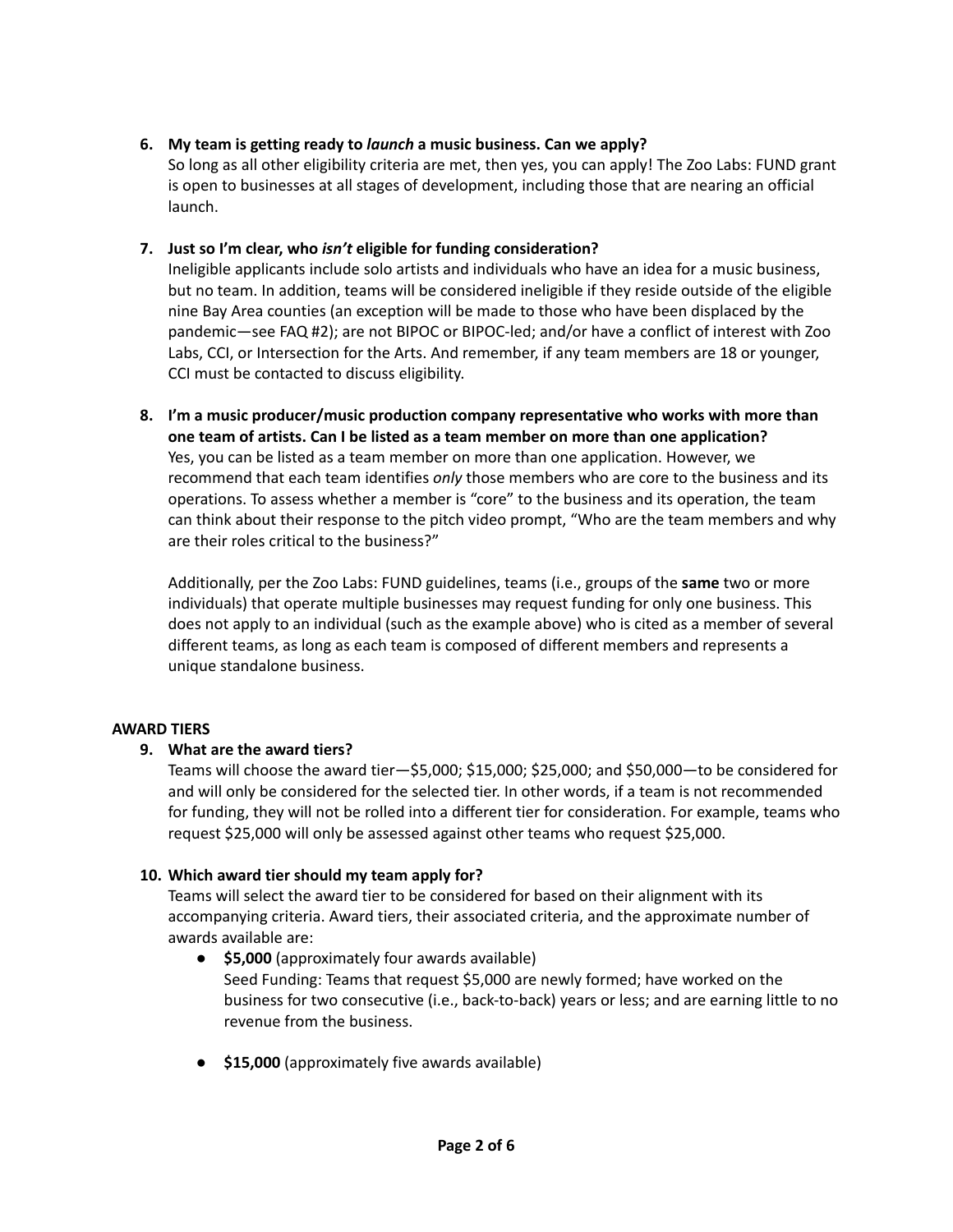6. **My team is getting ready to *launch* a music business. Can we apply?**
   So long as all other eligibility criteria are met, then yes, you can apply! The Zoo Labs: FUND grant is open to businesses at all stages of development, including those that are nearing an official launch.

7. **Just so I'm clear, who *isn't* eligible for funding consideration?**
   Ineligible applicants include solo artists and individuals who have an idea for a music business, but no team. In addition, teams will be considered ineligible if they reside outside of the eligible nine Bay Area counties (an exception will be made to those who have been displaced by the pandemic—see FAQ #2); are not BIPOC or BIPOC-led; and/or have a conflict of interest with Zoo Labs, CCI, or Intersection for the Arts. And remember, if any team members are 18 or younger, CCI must be contacted to discuss eligibility.

8. **I'm a music producer/music production company representative who works with more than one team of artists. Can I be listed as a team member on more than one application?**
   Yes, you can be listed as a team member on more than one application. However, we recommend that each team identifies *only* those members who are core to the business and its operations. To assess whether a member is "core" to the business and its operation, the team can think about their response to the pitch video prompt, "Who are the team members and why are their roles critical to the business?"

   Additionally, per the Zoo Labs: FUND guidelines, teams (i.e., groups of the **same** two or more individuals) that operate multiple businesses may request funding for only one business. This does not apply to an individual (such as the example above) who is cited as a member of several different teams, as long as each team is composed of different members and represents a unique standalone business.

**AWARD TIERS**

9. **What are the award tiers?**
   Teams will choose the award tier—$5,000; $15,000; $25,000; and $50,000—to be considered for and will only be considered for the selected tier. In other words, if a team is not recommended for funding, they will not be rolled into a different tier for consideration. For example, teams who request $25,000 will only be assessed against other teams who request $25,000.

10. **Which award tier should my team apply for?**
    Teams will select the award tier to be considered for based on their alignment with its accompanying criteria. Award tiers, their associated criteria, and the approximate number of awards available are:
    - **$5,000** (approximately four awards available)
      Seed Funding: Teams that request $5,000 are newly formed; have worked on the business for two consecutive (i.e., back-to-back) years or less; and are earning little to no revenue from the business.
    - **$15,000** (approximately five awards available)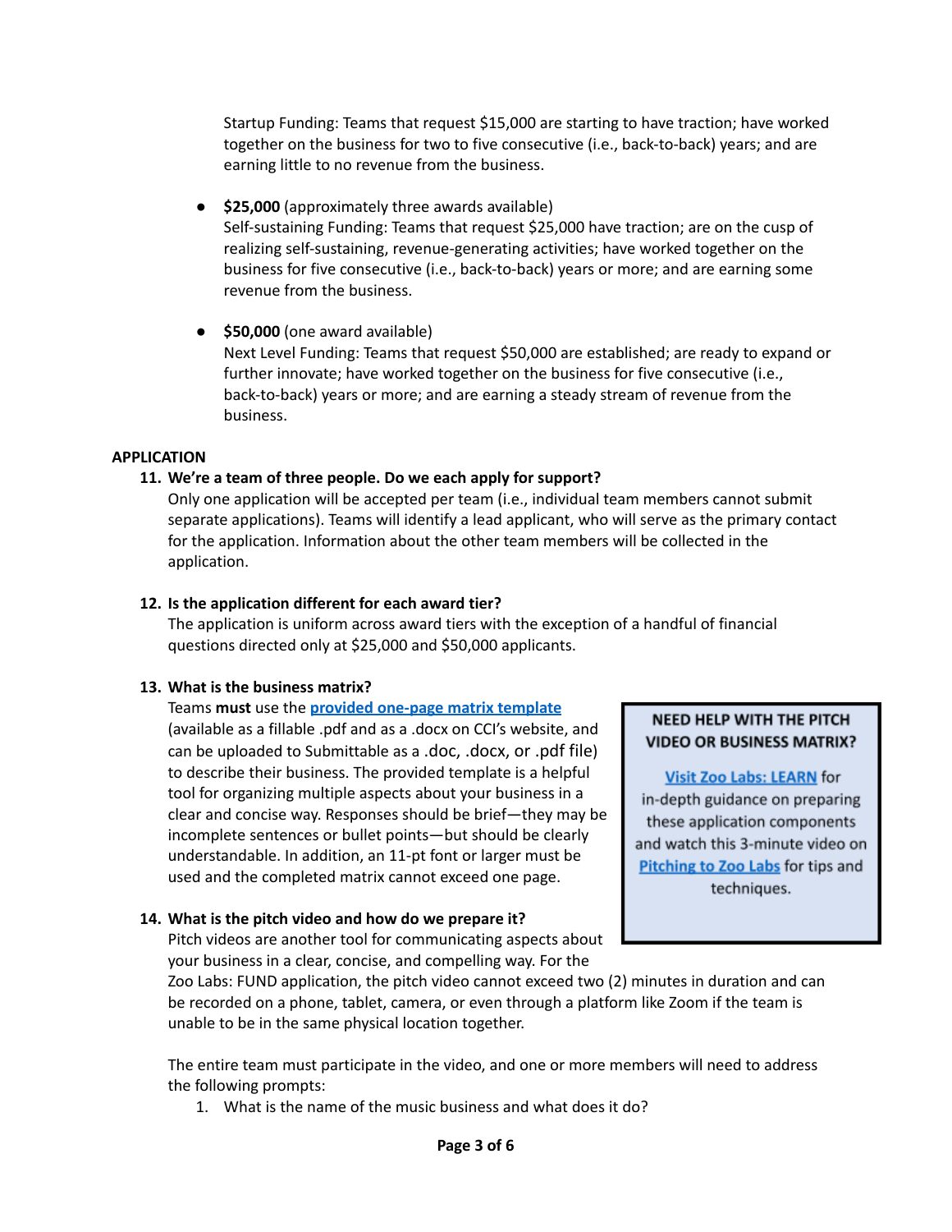Startup Funding: Teams that request $15,000 are starting to have traction; have worked together on the business for two to five consecutive (i.e., back-to-back) years; and are earning little to no revenue from the business.

- **$25,000** (approximately three awards available)
  Self-sustaining Funding: Teams that request $25,000 have traction; are on the cusp of realizing self-sustaining, revenue-generating activities; have worked together on the business for five consecutive (i.e., back-to-back) years or more; and are earning some revenue from the business.

- **$50,000** (one award available)
  Next Level Funding: Teams that request $50,000 are established; are ready to expand or further innovate; have worked together on the business for five consecutive (i.e., back-to-back) years or more; and are earning a steady stream of revenue from the business.

## APPLICATION

**11. We're a team of three people. Do we each apply for support?**

Only one application will be accepted per team (i.e., individual team members cannot submit separate applications). Teams will identify a lead applicant, who will serve as the primary contact for the application. Information about the other team members will be collected in the application.

**12. Is the application different for each award tier?**

The application is uniform across award tiers with the exception of a handful of financial questions directed only at $25,000 and $50,000 applicants.

**13. What is the business matrix?**

Teams **must** use the **provided one-page matrix template** (available as a fillable .pdf and as a .docx on CCI's website, and can be uploaded to Submittable as a .doc, .docx, or .pdf file) to describe their business. The provided template is a helpful tool for organizing multiple aspects about your business in a clear and concise way. Responses should be brief—they may be incomplete sentences or bullet points—but should be clearly understandable. In addition, an 11-pt font or larger must be used and the completed matrix cannot exceed one page.

> **NEED HELP WITH THE PITCH VIDEO OR BUSINESS MATRIX?**
>
> Visit Zoo Labs: LEARN for in-depth guidance on preparing these application components and watch this 3-minute video on Pitching to Zoo Labs for tips and techniques.

**14. What is the pitch video and how do we prepare it?**

Pitch videos are another tool for communicating aspects about your business in a clear, concise, and compelling way. For the Zoo Labs: FUND application, the pitch video cannot exceed two (2) minutes in duration and can be recorded on a phone, tablet, camera, or even through a platform like Zoom if the team is unable to be in the same physical location together.

The entire team must participate in the video, and one or more members will need to address the following prompts:

1. What is the name of the music business and what does it do?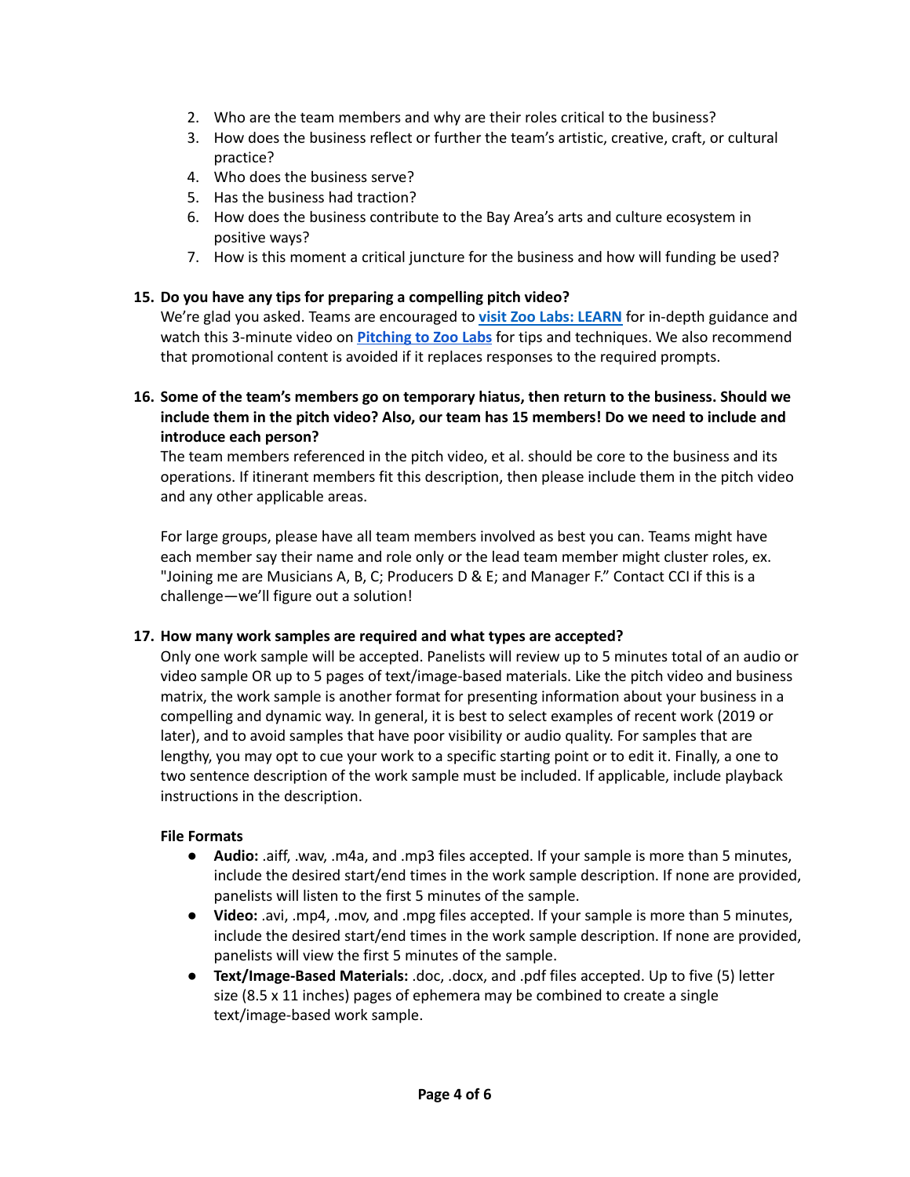2. Who are the team members and why are their roles critical to the business?
3. How does the business reflect or further the team's artistic, creative, craft, or cultural practice?
4. Who does the business serve?
5. Has the business had traction?
6. How does the business contribute to the Bay Area's arts and culture ecosystem in positive ways?
7. How is this moment a critical juncture for the business and how will funding be used?

**15. Do you have any tips for preparing a compelling pitch video?**

We're glad you asked. Teams are encouraged to **visit Zoo Labs: LEARN** for in-depth guidance and watch this 3-minute video on **Pitching to Zoo Labs** for tips and techniques. We also recommend that promotional content is avoided if it replaces responses to the required prompts.

**16. Some of the team's members go on temporary hiatus, then return to the business. Should we include them in the pitch video? Also, our team has 15 members! Do we need to include and introduce each person?**

The team members referenced in the pitch video, et al. should be core to the business and its operations. If itinerant members fit this description, then please include them in the pitch video and any other applicable areas.

For large groups, please have all team members involved as best you can. Teams might have each member say their name and role only or the lead team member might cluster roles, ex. "Joining me are Musicians A, B, C; Producers D & E; and Manager F." Contact CCI if this is a challenge—we'll figure out a solution!

**17. How many work samples are required and what types are accepted?**

Only one work sample will be accepted. Panelists will review up to 5 minutes total of an audio or video sample OR up to 5 pages of text/image-based materials. Like the pitch video and business matrix, the work sample is another format for presenting information about your business in a compelling and dynamic way. In general, it is best to select examples of recent work (2019 or later), and to avoid samples that have poor visibility or audio quality. For samples that are lengthy, you may opt to cue your work to a specific starting point or to edit it. Finally, a one to two sentence description of the work sample must be included. If applicable, include playback instructions in the description.

**File Formats**

- **Audio:** .aiff, .wav, .m4a, and .mp3 files accepted. If your sample is more than 5 minutes, include the desired start/end times in the work sample description. If none are provided, panelists will listen to the first 5 minutes of the sample.
- **Video:** .avi, .mp4, .mov, and .mpg files accepted. If your sample is more than 5 minutes, include the desired start/end times in the work sample description. If none are provided, panelists will view the first 5 minutes of the sample.
- **Text/Image-Based Materials:** .doc, .docx, and .pdf files accepted. Up to five (5) letter size (8.5 x 11 inches) pages of ephemera may be combined to create a single text/image-based work sample.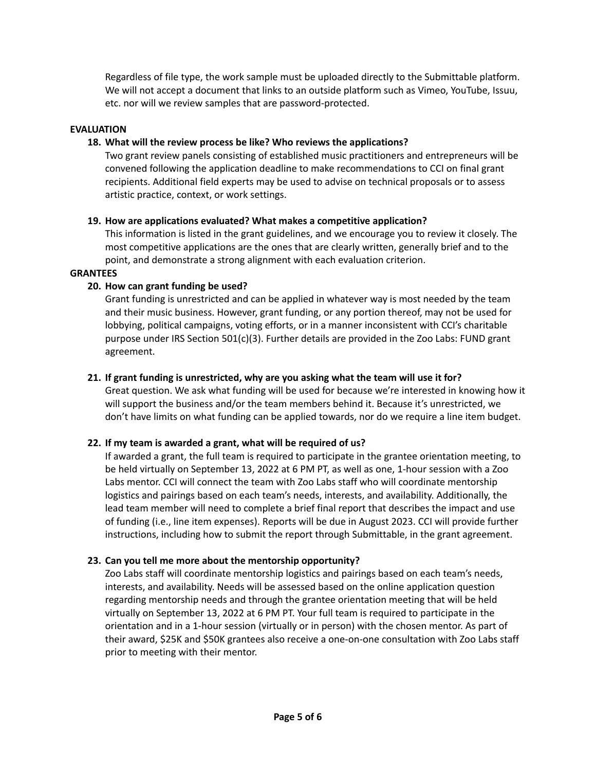Regardless of file type, the work sample must be uploaded directly to the Submittable platform. We will not accept a document that links to an outside platform such as Vimeo, YouTube, Issuu, etc. nor will we review samples that are password-protected.

**EVALUATION**

18. **What will the review process be like? Who reviews the applications?**
    Two grant review panels consisting of established music practitioners and entrepreneurs will be convened following the application deadline to make recommendations to CCI on final grant recipients. Additional field experts may be used to advise on technical proposals or to assess artistic practice, context, or work settings.

19. **How are applications evaluated? What makes a competitive application?**
    This information is listed in the grant guidelines, and we encourage you to review it closely. The most competitive applications are the ones that are clearly written, generally brief and to the point, and demonstrate a strong alignment with each evaluation criterion.

**GRANTEES**

20. **How can grant funding be used?**
    Grant funding is unrestricted and can be applied in whatever way is most needed by the team and their music business. However, grant funding, or any portion thereof, may not be used for lobbying, political campaigns, voting efforts, or in a manner inconsistent with CCI's charitable purpose under IRS Section 501(c)(3). Further details are provided in the Zoo Labs: FUND grant agreement.

21. **If grant funding is unrestricted, why are you asking what the team will use it for?**
    Great question. We ask what funding will be used for because we're interested in knowing how it will support the business and/or the team members behind it. Because it's unrestricted, we don't have limits on what funding can be applied towards, nor do we require a line item budget.

22. **If my team is awarded a grant, what will be required of us?**
    If awarded a grant, the full team is required to participate in the grantee orientation meeting, to be held virtually on September 13, 2022 at 6 PM PT, as well as one, 1-hour session with a Zoo Labs mentor. CCI will connect the team with Zoo Labs staff who will coordinate mentorship logistics and pairings based on each team's needs, interests, and availability. Additionally, the lead team member will need to complete a brief final report that describes the impact and use of funding (i.e., line item expenses). Reports will be due in August 2023. CCI will provide further instructions, including how to submit the report through Submittable, in the grant agreement.

23. **Can you tell me more about the mentorship opportunity?**
    Zoo Labs staff will coordinate mentorship logistics and pairings based on each team's needs, interests, and availability. Needs will be assessed based on the online application question regarding mentorship needs and through the grantee orientation meeting that will be held virtually on September 13, 2022 at 6 PM PT. Your full team is required to participate in the orientation and in a 1-hour session (virtually or in person) with the chosen mentor. As part of their award, $25K and $50K grantees also receive a one-on-one consultation with Zoo Labs staff prior to meeting with their mentor.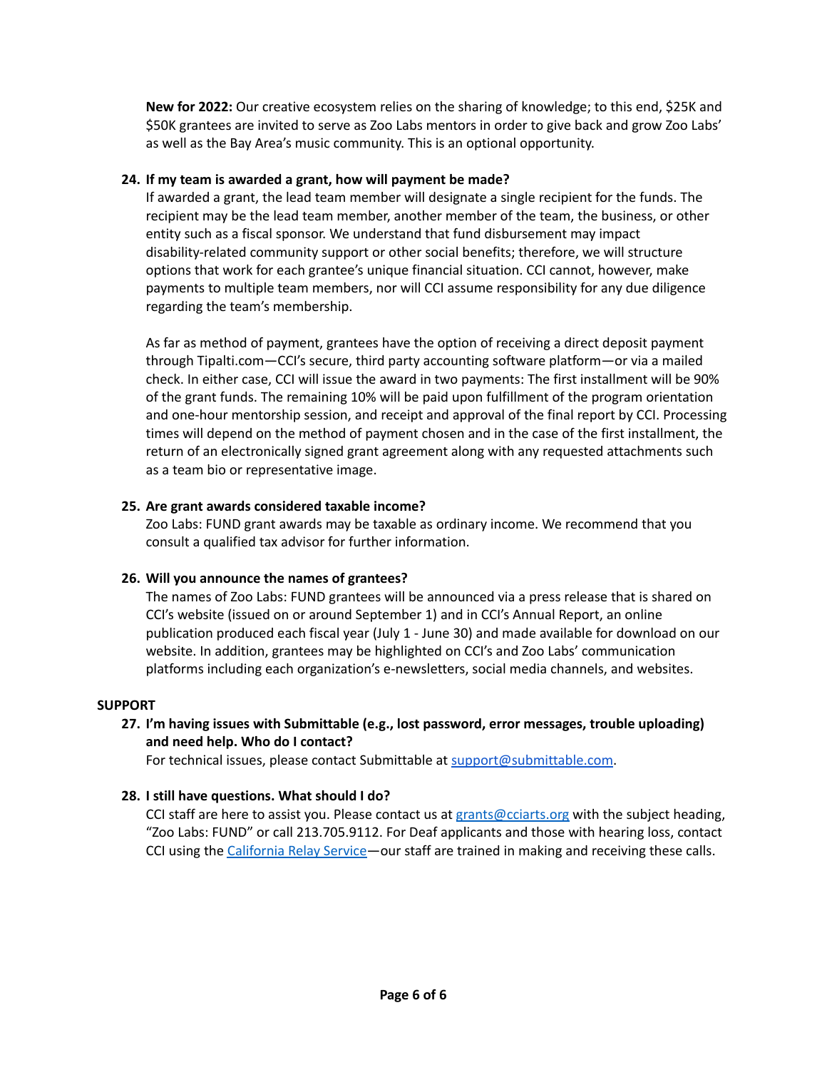**New for 2022:** Our creative ecosystem relies on the sharing of knowledge; to this end, $25K and $50K grantees are invited to serve as Zoo Labs mentors in order to give back and grow Zoo Labs' as well as the Bay Area's music community. This is an optional opportunity.

24. **If my team is awarded a grant, how will payment be made?**

    If awarded a grant, the lead team member will designate a single recipient for the funds. The recipient may be the lead team member, another member of the team, the business, or other entity such as a fiscal sponsor. We understand that fund disbursement may impact disability-related community support or other social benefits; therefore, we will structure options that work for each grantee's unique financial situation. CCI cannot, however, make payments to multiple team members, nor will CCI assume responsibility for any due diligence regarding the team's membership.

    As far as method of payment, grantees have the option of receiving a direct deposit payment through Tipalti.com—CCI's secure, third party accounting software platform—or via a mailed check. In either case, CCI will issue the award in two payments: The first installment will be 90% of the grant funds. The remaining 10% will be paid upon fulfillment of the program orientation and one-hour mentorship session, and receipt and approval of the final report by CCI. Processing times will depend on the method of payment chosen and in the case of the first installment, the return of an electronically signed grant agreement along with any requested attachments such as a team bio or representative image.

25. **Are grant awards considered taxable income?**

    Zoo Labs: FUND grant awards may be taxable as ordinary income. We recommend that you consult a qualified tax advisor for further information.

26. **Will you announce the names of grantees?**

    The names of Zoo Labs: FUND grantees will be announced via a press release that is shared on CCI's website (issued on or around September 1) and in CCI's Annual Report, an online publication produced each fiscal year (July 1 - June 30) and made available for download on our website. In addition, grantees may be highlighted on CCI's and Zoo Labs' communication platforms including each organization's e-newsletters, social media channels, and websites.

**SUPPORT**

27. **I'm having issues with Submittable (e.g., lost password, error messages, trouble uploading) and need help. Who do I contact?**

    For technical issues, please contact Submittable at support@submittable.com.

28. **I still have questions. What should I do?**

    CCI staff are here to assist you. Please contact us at grants@cciarts.org with the subject heading, "Zoo Labs: FUND" or call 213.705.9112. For Deaf applicants and those with hearing loss, contact CCI using the California Relay Service—our staff are trained in making and receiving these calls.